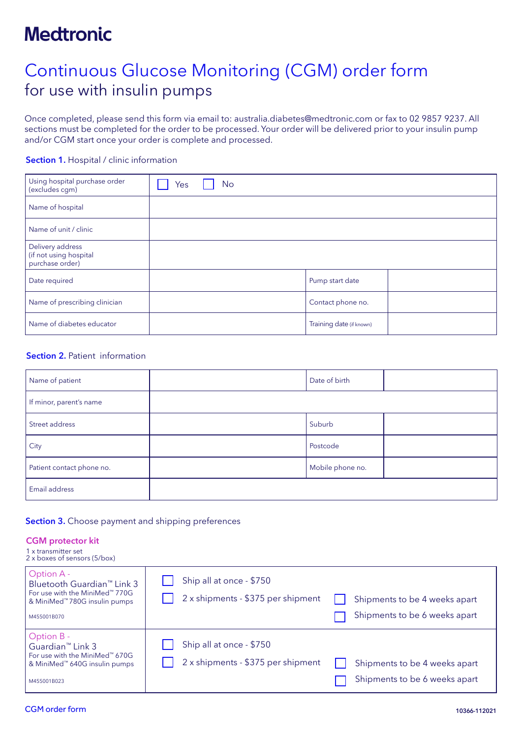# Medtronic

# Continuous Glucose Monitoring (CGM) order form

## for use with insulin pumps

Once completed, please send this form via email to: australia.diabetes@medtronic.com or fax to 02 9857 9237. All sections must be completed for the order to be processed. Your order will be delivered prior to your insulin pump and/or CGM start once your order is complete and processed.

**Section 1.** Hospital / clinic information

| Using hospital purchase order (excludes cgm) | ☐ Yes ☐ No | | |
|---|---|---|---|
| Name of hospital | | | |
| Name of unit / clinic | | | |
| Delivery address (if not using hospital purchase order) | | | |
| Date required | | Pump start date | |
| Name of prescribing clinician | | Contact phone no. | |
| Name of diabetes educator | | Training date (if known) | |

**Section 2.** Patient information

| Name of patient | | Date of birth | |
|---|---|---|---|
| If minor, parent's name | | | |
| Street address | | Suburb | |
| City | | Postcode | |
| Patient contact phone no. | | Mobile phone no. | |
| Email address | | | |

**Section 3.** Choose payment and shipping preferences

**CGM protector kit**

1 x transmitter set
2 x boxes of sensors (5/box)

| Option | Shipping | Shipment interval |
|---|---|---|
| Option A - Bluetooth Guardian™ Link 3<br>For use with the MiniMed™ 770G & MiniMed™ 780G insulin pumps<br>M455001B070 | ☐ Ship all at once - $750<br>☐ 2 x shipments - $375 per shipment | ☐ Shipments to be 4 weeks apart<br>☐ Shipments to be 6 weeks apart |
| Option B - Guardian™ Link 3<br>For use with the MiniMed™ 670G & MiniMed™ 640G insulin pumps<br>M455001B023 | ☐ Ship all at once - $750<br>☐ 2 x shipments - $375 per shipment | ☐ Shipments to be 4 weeks apart<br>☐ Shipments to be 6 weeks apart |

CGM order form

10366-112021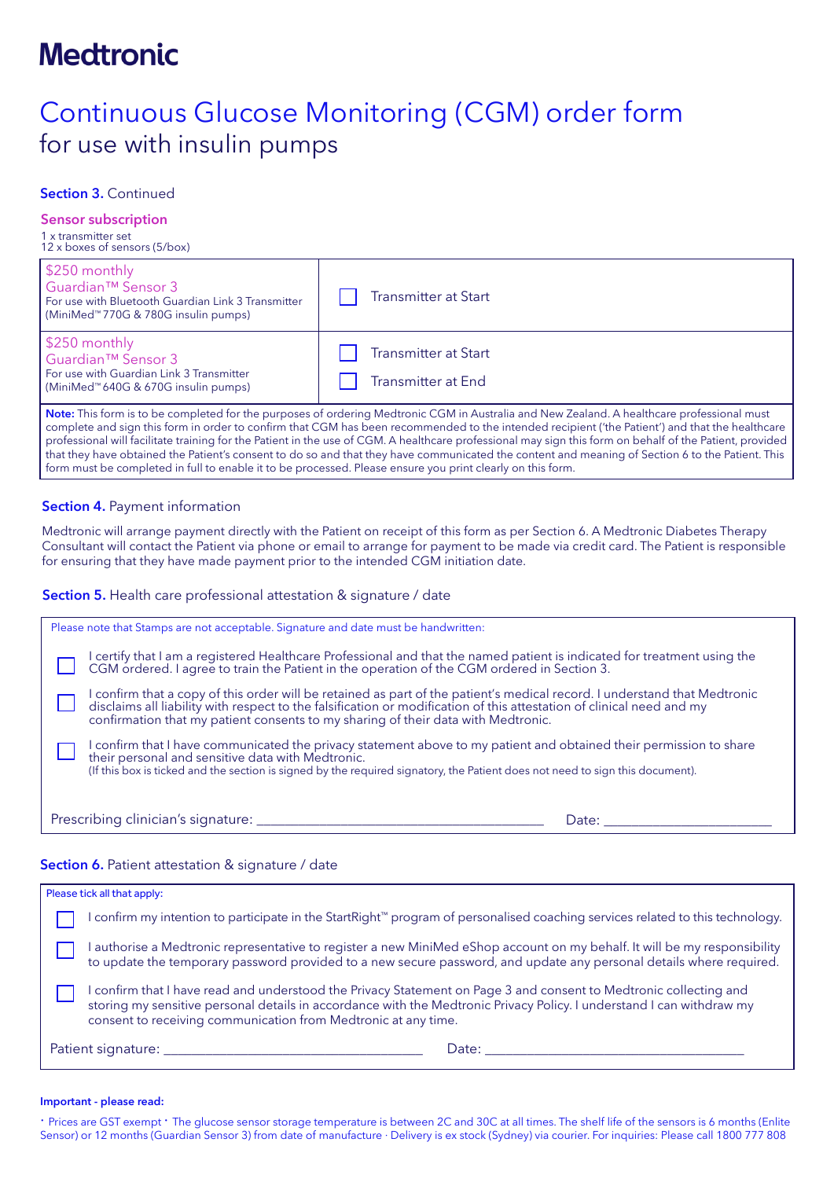# Medtronic

# Continuous Glucose Monitoring (CGM) order form
## for use with insulin pumps

**Section 3.** Continued

### Sensor subscription

1 x transmitter set
12 x boxes of sensors (5/box)

| Product | Options |
|---|---|
| $250 monthly<br>Guardian™ Sensor 3<br>For use with Bluetooth Guardian Link 3 Transmitter (MiniMed™ 770G & 780G insulin pumps) | ☐ Transmitter at Start |
| $250 monthly<br>Guardian™ Sensor 3<br>For use with Guardian Link 3 Transmitter (MiniMed™ 640G & 670G insulin pumps) | ☐ Transmitter at Start<br>☐ Transmitter at End |

**Note:** This form is to be completed for the purposes of ordering Medtronic CGM in Australia and New Zealand. A healthcare professional must complete and sign this form in order to confirm that CGM has been recommended to the intended recipient ('the Patient') and that the healthcare professional will facilitate training for the Patient in the use of CGM. A healthcare professional may sign this form on behalf of the Patient, provided that they have obtained the Patient's consent to do so and that they have communicated the content and meaning of Section 6 to the Patient. This form must be completed in full to enable it to be processed. Please ensure you print clearly on this form.

**Section 4.** Payment information

Medtronic will arrange payment directly with the Patient on receipt of this form as per Section 6. A Medtronic Diabetes Therapy Consultant will contact the Patient via phone or email to arrange for payment to be made via credit card. The Patient is responsible for ensuring that they have made payment prior to the intended CGM initiation date.

**Section 5.** Health care professional attestation & signature / date

Please note that Stamps are not acceptable. Signature and date must be handwritten:

☐ I certify that I am a registered Healthcare Professional and that the named patient is indicated for treatment using the CGM ordered. I agree to train the Patient in the operation of the CGM ordered in Section 3.

☐ I confirm that a copy of this order will be retained as part of the patient's medical record. I understand that Medtronic disclaims all liability with respect to the falsification or modification of this attestation of clinical need and my confirmation that my patient consents to my sharing of their data with Medtronic.

☐ I confirm that I have communicated the privacy statement above to my patient and obtained their permission to share their personal and sensitive data with Medtronic.
(If this box is ticked and the section is signed by the required signatory, the Patient does not need to sign this document).

Prescribing clinician's signature: ________________________ Date: ______________

**Section 6.** Patient attestation & signature / date

Please tick all that apply:

☐ I confirm my intention to participate in the StartRight™ program of personalised coaching services related to this technology.

☐ I authorise a Medtronic representative to register a new MiniMed eShop account on my behalf. It will be my responsibility to update the temporary password provided to a new secure password, and update any personal details where required.

☐ I confirm that I have read and understood the Privacy Statement on Page 3 and consent to Medtronic collecting and storing my sensitive personal details in accordance with the Medtronic Privacy Policy. I understand I can withdraw my consent to receiving communication from Medtronic at any time.

Patient signature: ________________________ Date: ________________________

**Important - please read:**

• Prices are GST exempt • The glucose sensor storage temperature is between 2C and 30C at all times. The shelf life of the sensors is 6 months (Enlite Sensor) or 12 months (Guardian Sensor 3) from date of manufacture · Delivery is ex stock (Sydney) via courier. For inquiries: Please call 1800 777 808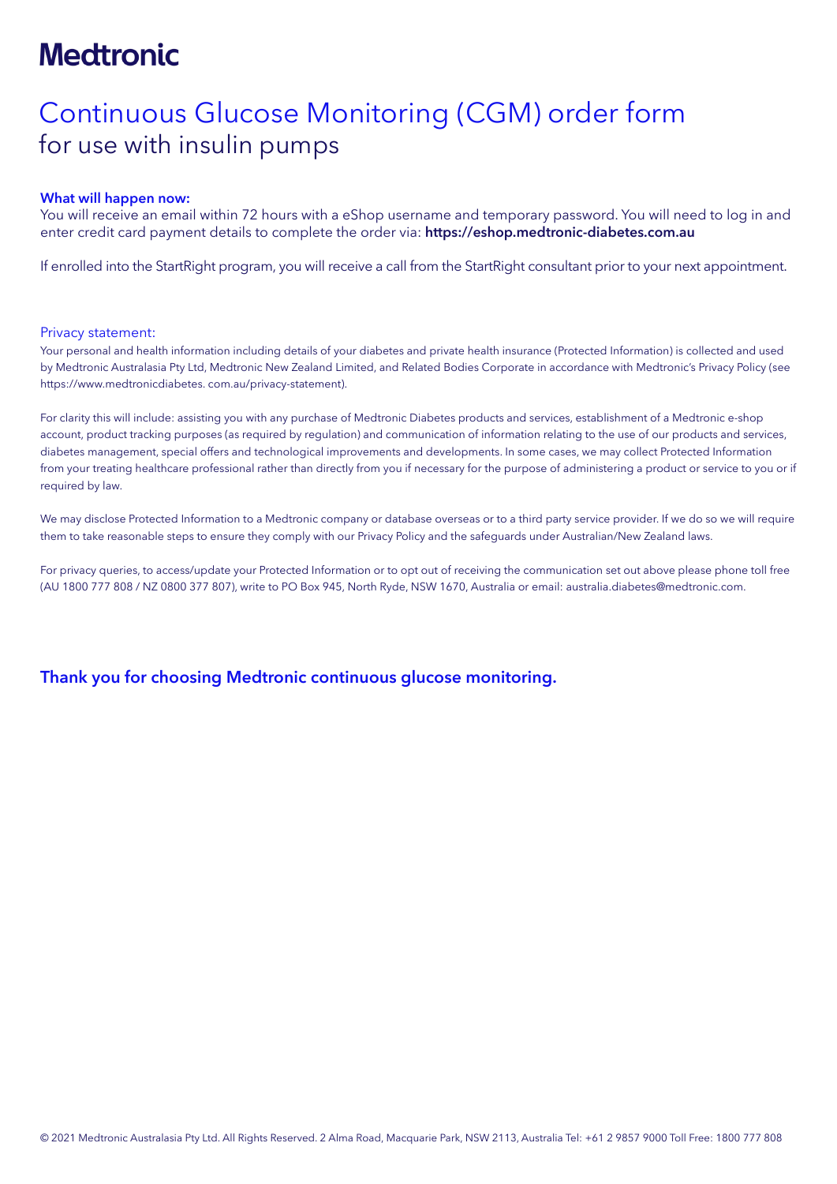# Medtronic

# Continuous Glucose Monitoring (CGM) order form
## for use with insulin pumps

**What will happen now:**
You will receive an email within 72 hours with a eShop username and temporary password. You will need to log in and enter credit card payment details to complete the order via: **https://eshop.medtronic-diabetes.com.au**

If enrolled into the StartRight program, you will receive a call from the StartRight consultant prior to your next appointment.

### Privacy statement:

Your personal and health information including details of your diabetes and private health insurance (Protected Information) is collected and used by Medtronic Australasia Pty Ltd, Medtronic New Zealand Limited, and Related Bodies Corporate in accordance with Medtronic's Privacy Policy (see https://www.medtronicdiabetes. com.au/privacy-statement).

For clarity this will include: assisting you with any purchase of Medtronic Diabetes products and services, establishment of a Medtronic e-shop account, product tracking purposes (as required by regulation) and communication of information relating to the use of our products and services, diabetes management, special offers and technological improvements and developments. In some cases, we may collect Protected Information from your treating healthcare professional rather than directly from you if necessary for the purpose of administering a product or service to you or if required by law.

We may disclose Protected Information to a Medtronic company or database overseas or to a third party service provider. If we do so we will require them to take reasonable steps to ensure they comply with our Privacy Policy and the safeguards under Australian/New Zealand laws.

For privacy queries, to access/update your Protected Information or to opt out of receiving the communication set out above please phone toll free (AU 1800 777 808 / NZ 0800 377 807), write to PO Box 945, North Ryde, NSW 1670, Australia or email: australia.diabetes@medtronic.com.

**Thank you for choosing Medtronic continuous glucose monitoring.**

© 2021 Medtronic Australasia Pty Ltd. All Rights Reserved. 2 Alma Road, Macquarie Park, NSW 2113, Australia Tel: +61 2 9857 9000 Toll Free: 1800 777 808